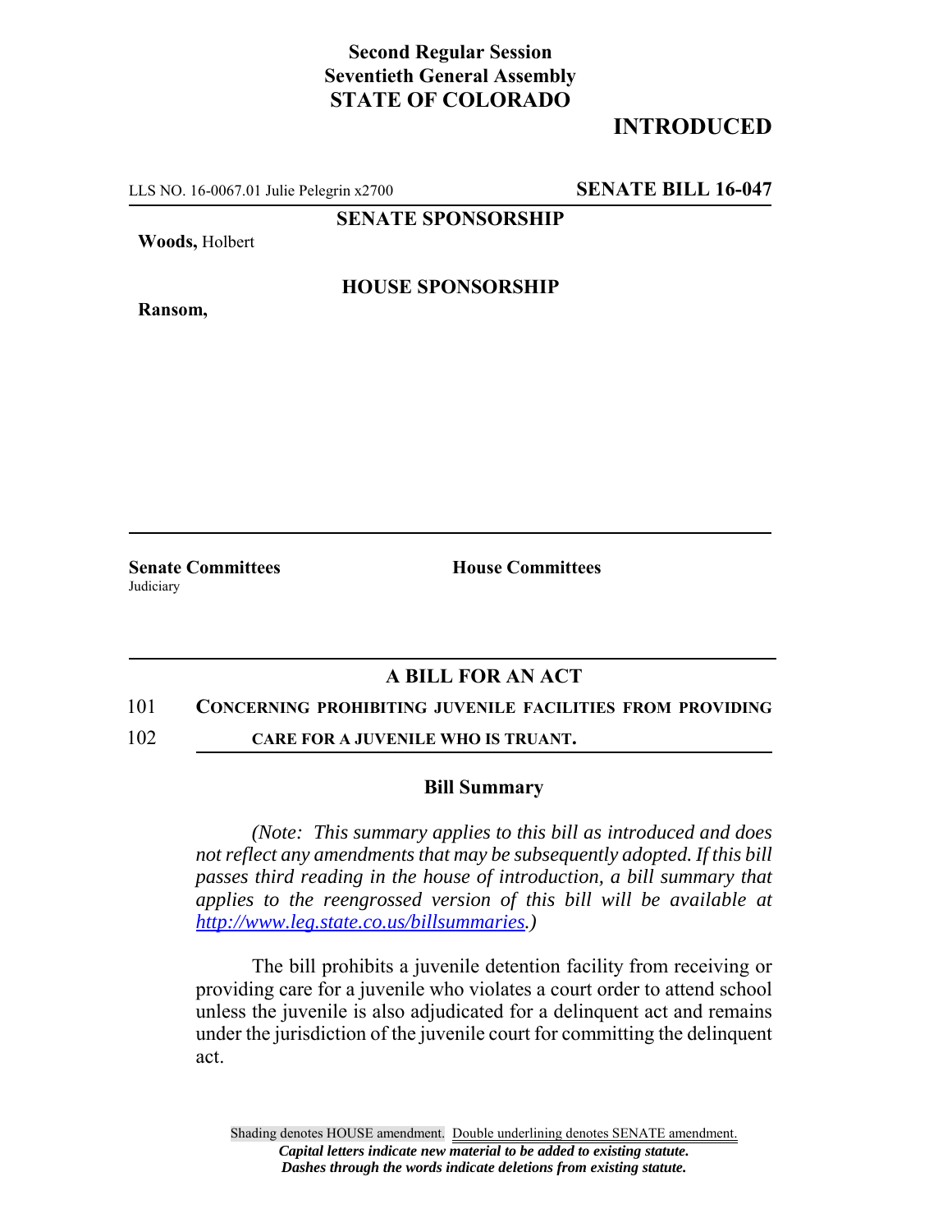**Second Regular Session**
**Seventieth General Assembly**
**STATE OF COLORADO**

**INTRODUCED**

LLS NO. 16-0067.01 Julie Pelegrin x2700 **SENATE BILL 16-047**

**SENATE SPONSORSHIP**

**Woods,** Holbert

**HOUSE SPONSORSHIP**

**Ransom,**

**Senate Committees**
Judiciary

**House Committees**

## A BILL FOR AN ACT

101 **CONCERNING PROHIBITING JUVENILE FACILITIES FROM PROVIDING**
102 **CARE FOR A JUVENILE WHO IS TRUANT.**

### Bill Summary

*(Note: This summary applies to this bill as introduced and does not reflect any amendments that may be subsequently adopted. If this bill passes third reading in the house of introduction, a bill summary that applies to the reengrossed version of this bill will be available at http://www.leg.state.co.us/billsummaries.)*

The bill prohibits a juvenile detention facility from receiving or providing care for a juvenile who violates a court order to attend school unless the juvenile is also adjudicated for a delinquent act and remains under the jurisdiction of the juvenile court for committing the delinquent act.

Shading denotes HOUSE amendment. Double underlining denotes SENATE amendment.
*Capital letters indicate new material to be added to existing statute.*
*Dashes through the words indicate deletions from existing statute.*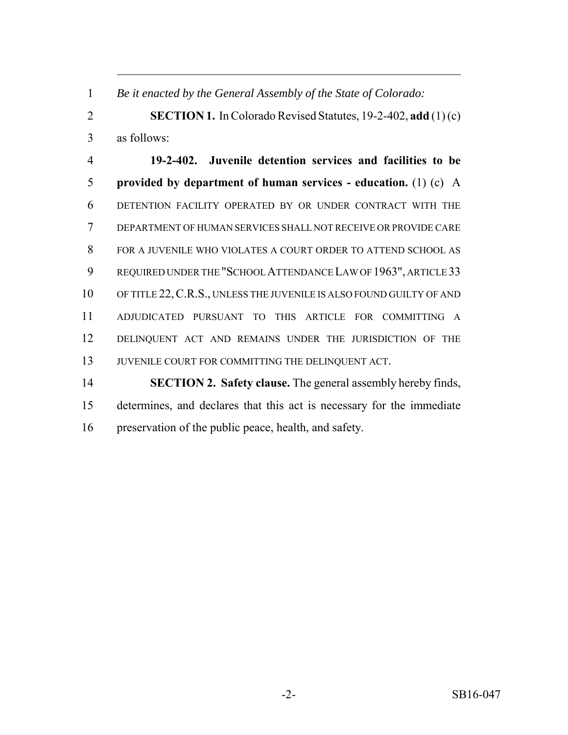*Be it enacted by the General Assembly of the State of Colorado:*

**SECTION 1.** In Colorado Revised Statutes, 19-2-402, **add** (1) (c) as follows:

**19-2-402. Juvenile detention services and facilities to be provided by department of human services - education.** (1) (c) A DETENTION FACILITY OPERATED BY OR UNDER CONTRACT WITH THE DEPARTMENT OF HUMAN SERVICES SHALL NOT RECEIVE OR PROVIDE CARE FOR A JUVENILE WHO VIOLATES A COURT ORDER TO ATTEND SCHOOL AS REQUIRED UNDER THE "SCHOOL ATTENDANCE LAW OF 1963", ARTICLE 33 OF TITLE 22, C.R.S., UNLESS THE JUVENILE IS ALSO FOUND GUILTY OF AND ADJUDICATED PURSUANT TO THIS ARTICLE FOR COMMITTING A DELINQUENT ACT AND REMAINS UNDER THE JURISDICTION OF THE JUVENILE COURT FOR COMMITTING THE DELINQUENT ACT.

**SECTION 2. Safety clause.** The general assembly hereby finds, determines, and declares that this act is necessary for the immediate preservation of the public peace, health, and safety.